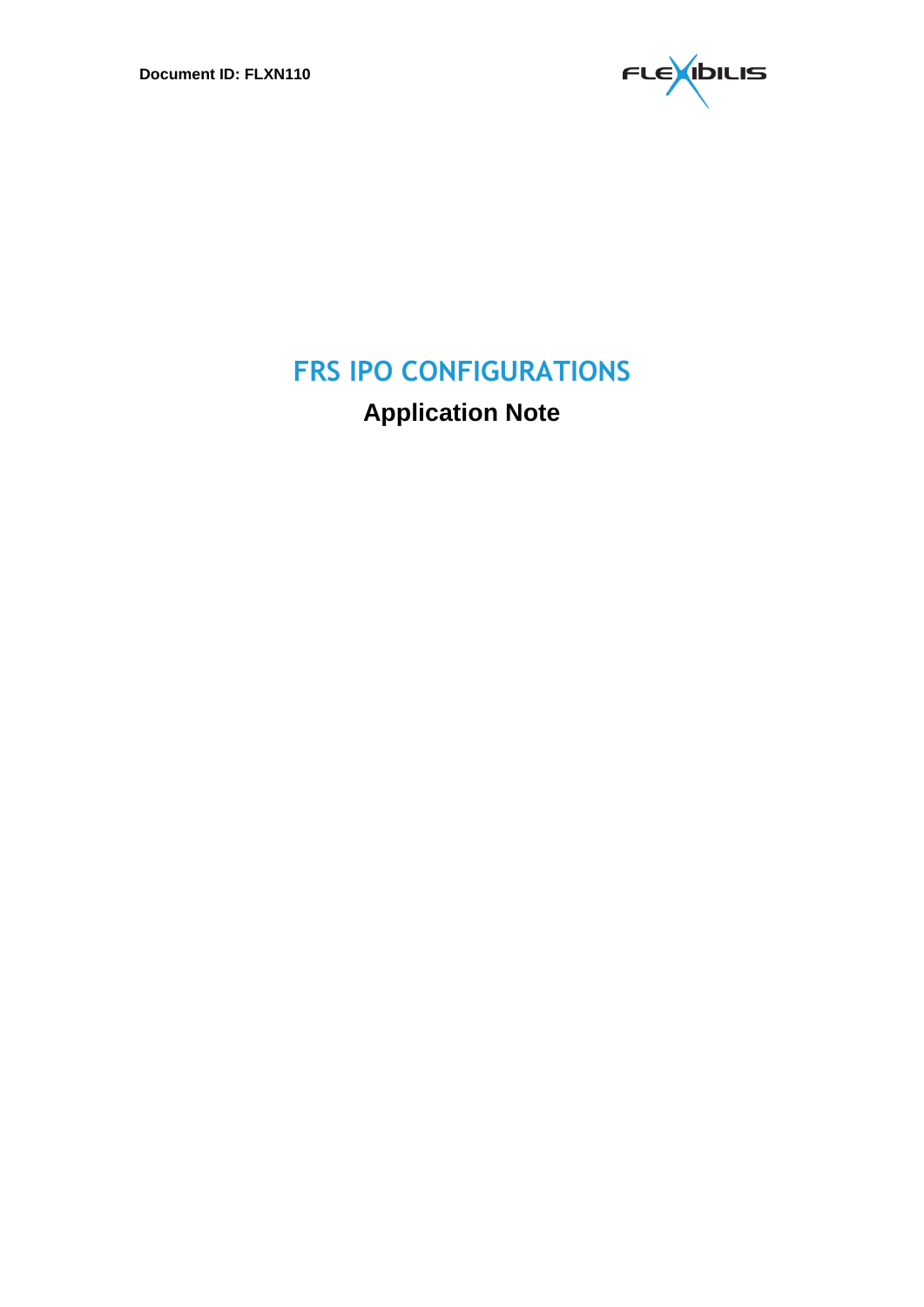**Document ID: FLXN110**

# FRS IPO CONFIGURATIONS

## Application Note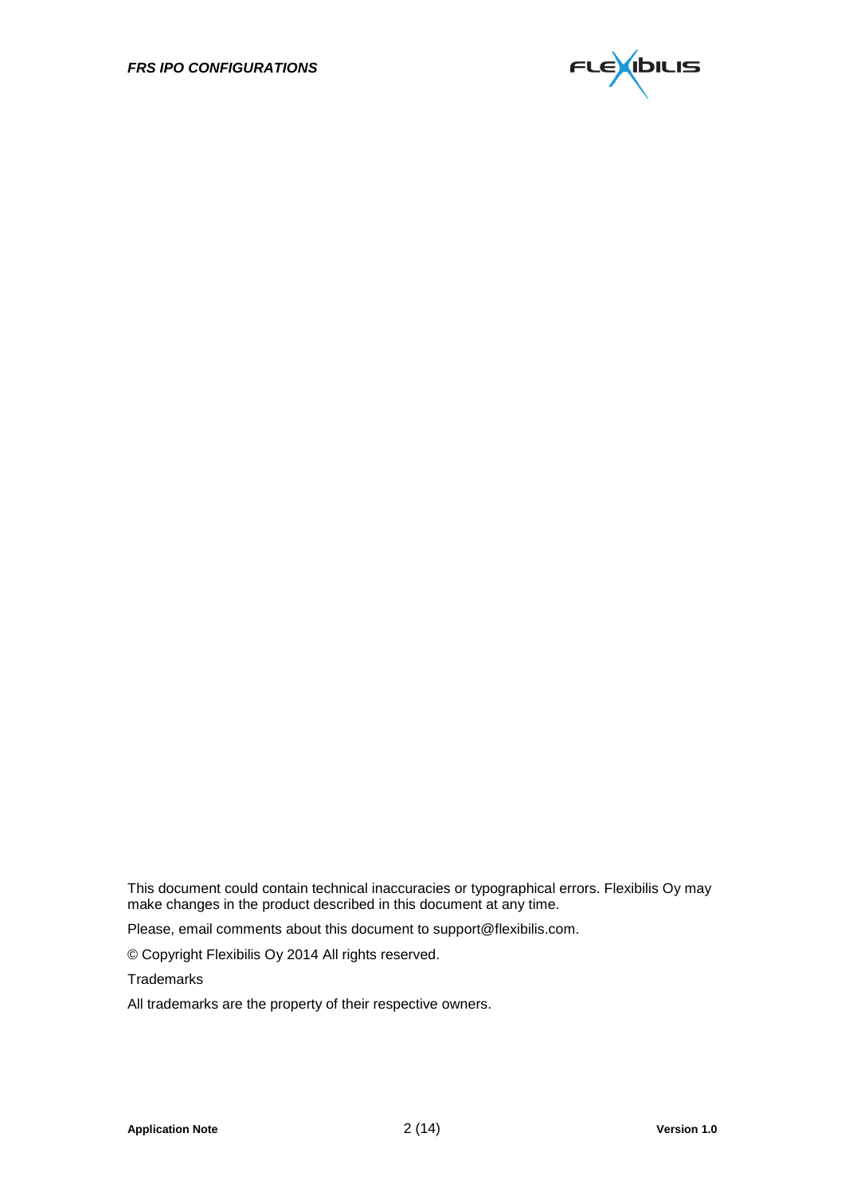This document could contain technical inaccuracies or typographical errors. Flexibilis Oy may make changes in the product described in this document at any time.

Please, email comments about this document to support@flexibilis.com.

© Copyright Flexibilis Oy 2014 All rights reserved.

Trademarks

All trademarks are the property of their respective owners.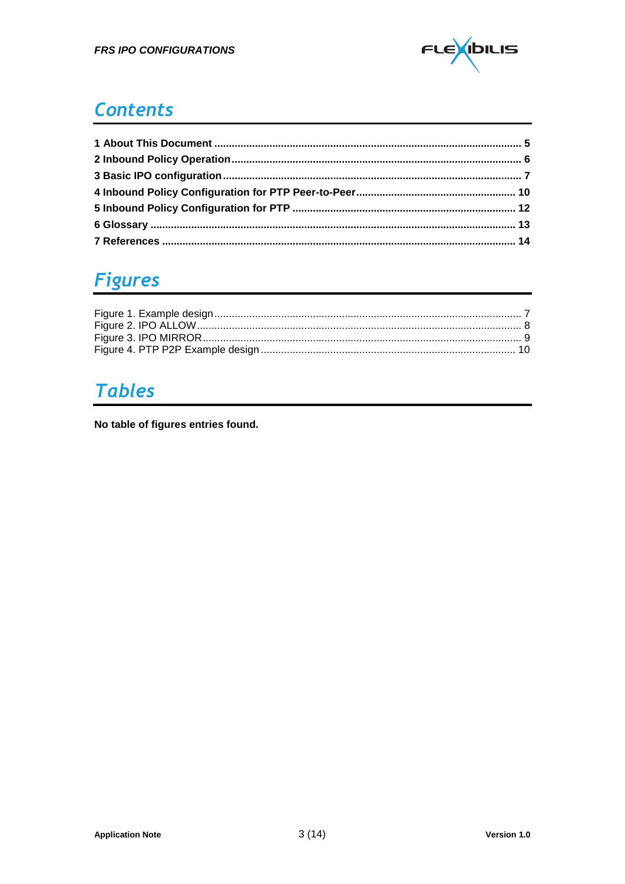# Contents

**1 About This Document .......... 5**
**2 Inbound Policy Operation .......... 6**
**3 Basic IPO configuration .......... 7**
**4 Inbound Policy Configuration for PTP Peer-to-Peer .......... 10**
**5 Inbound Policy Configuration for PTP .......... 12**
**6 Glossary .......... 13**
**7 References .......... 14**

# Figures

Figure 1. Example design .......... 7
Figure 2. IPO ALLOW .......... 8
Figure 3. IPO MIRROR .......... 9
Figure 4. PTP P2P Example design .......... 10

# Tables

**No table of figures entries found.**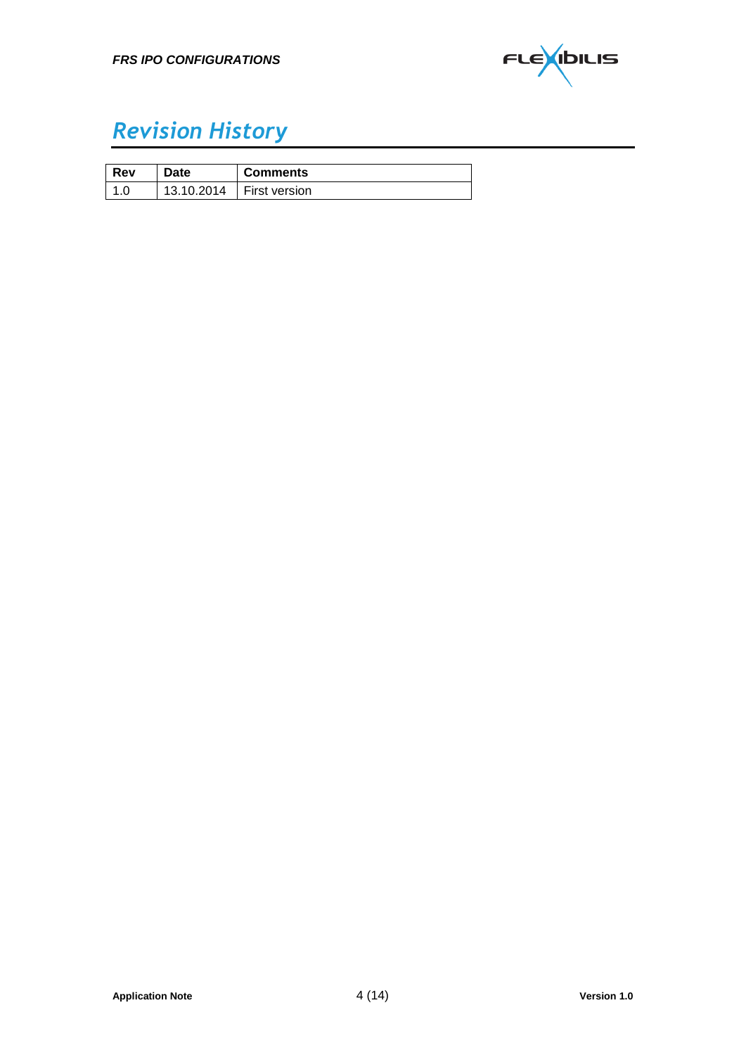# Revision History

| Rev | Date | Comments |
|---|---|---|
| 1.0 | 13.10.2014 | First version |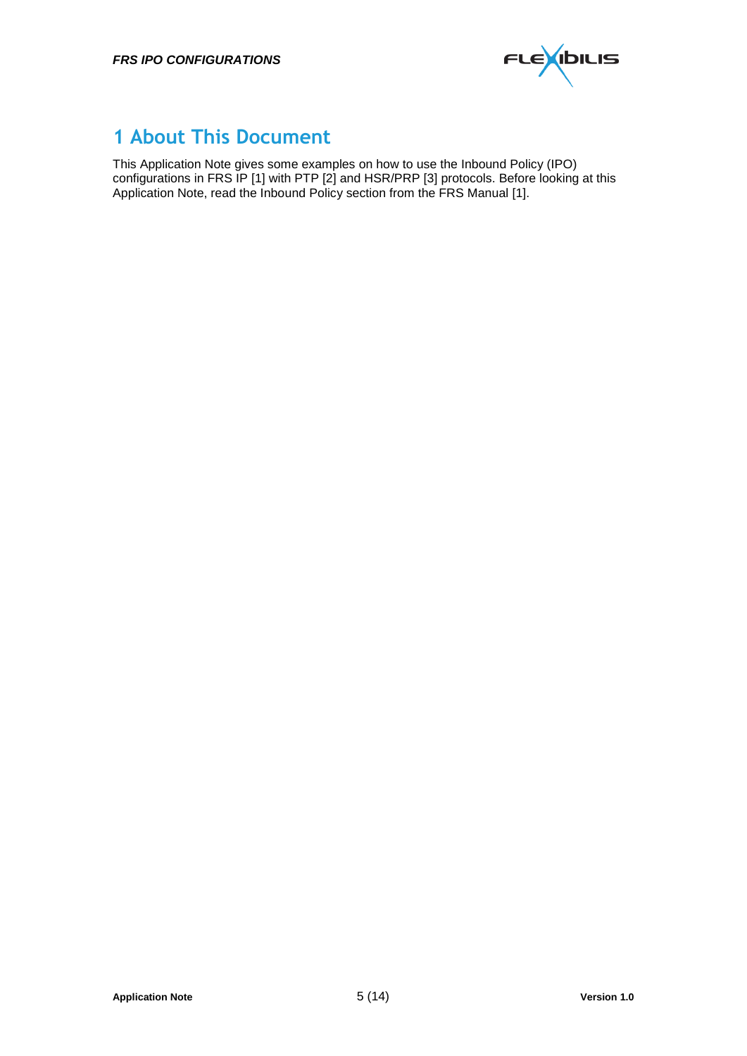# 1 About This Document

This Application Note gives some examples on how to use the Inbound Policy (IPO) configurations in FRS IP [1] with PTP [2] and HSR/PRP [3] protocols. Before looking at this Application Note, read the Inbound Policy section from the FRS Manual [1].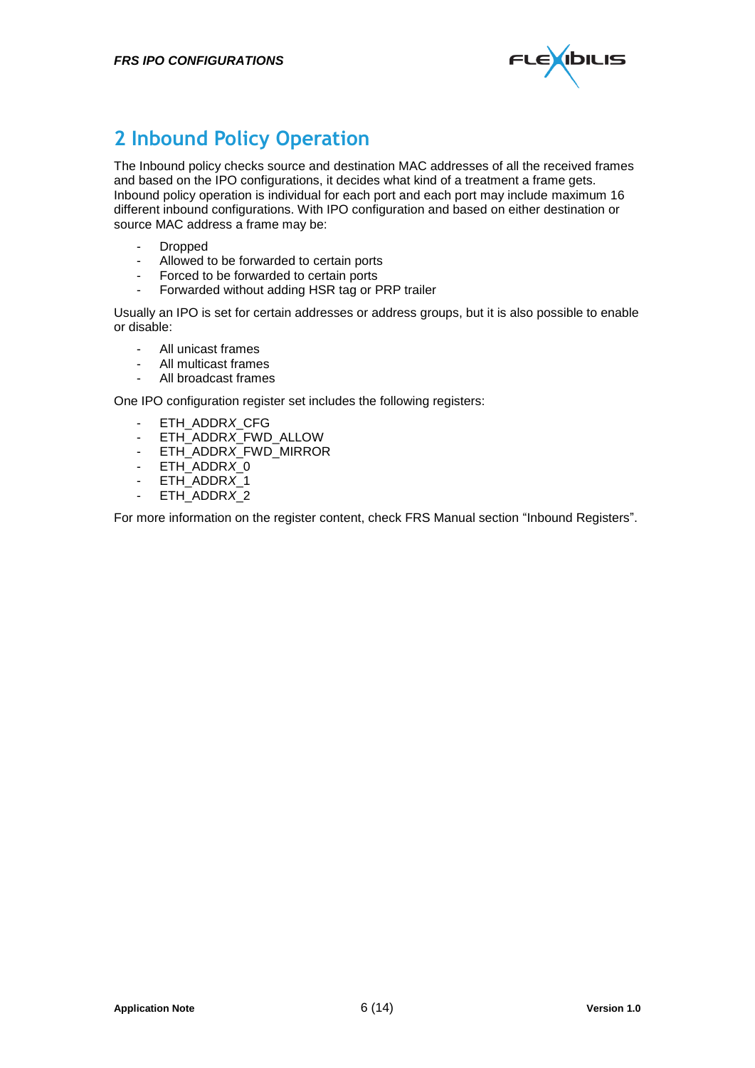# 2 Inbound Policy Operation

The Inbound policy checks source and destination MAC addresses of all the received frames and based on the IPO configurations, it decides what kind of a treatment a frame gets. Inbound policy operation is individual for each port and each port may include maximum 16 different inbound configurations. With IPO configuration and based on either destination or source MAC address a frame may be:

- Dropped
- Allowed to be forwarded to certain ports
- Forced to be forwarded to certain ports
- Forwarded without adding HSR tag or PRP trailer

Usually an IPO is set for certain addresses or address groups, but it is also possible to enable or disable:

- All unicast frames
- All multicast frames
- All broadcast frames

One IPO configuration register set includes the following registers:

- ETH_ADDR*X*_CFG
- ETH_ADDR*X*_FWD_ALLOW
- ETH_ADDR*X*_FWD_MIRROR
- ETH_ADDR*X*_0
- ETH_ADDR*X*_1
- ETH_ADDR*X*_2

For more information on the register content, check FRS Manual section "Inbound Registers".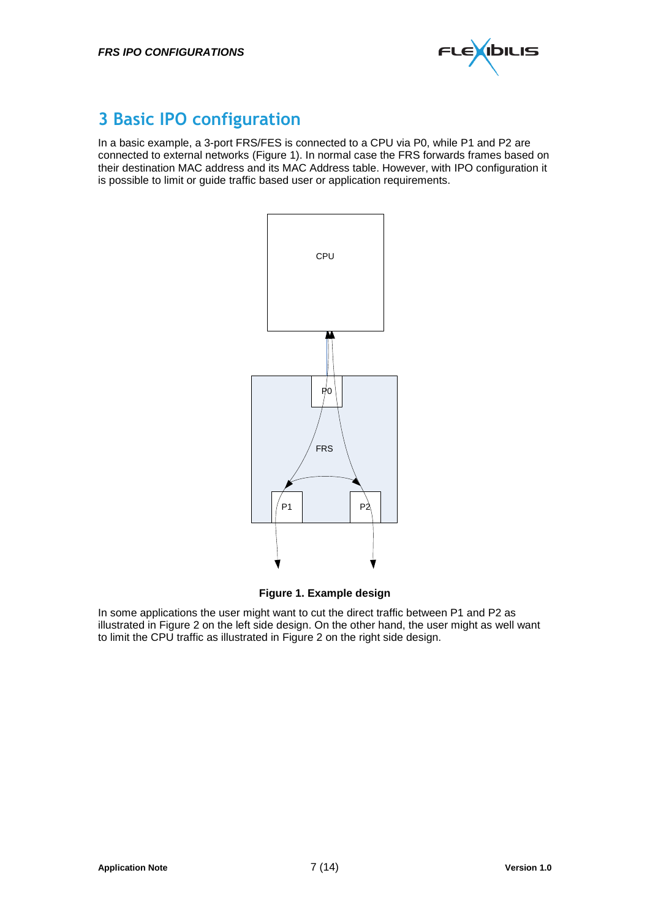# 3 Basic IPO configuration

In a basic example, a 3-port FRS/FES is connected to a CPU via P0, while P1 and P2 are connected to external networks (Figure 1). In normal case the FRS forwards frames based on their destination MAC address and its MAC Address table. However, with IPO configuration it is possible to limit or guide traffic based user or application requirements.

**Figure 1. Example design**

In some applications the user might want to cut the direct traffic between P1 and P2 as illustrated in Figure 2 on the left side design. On the other hand, the user might as well want to limit the CPU traffic as illustrated in Figure 2 on the right side design.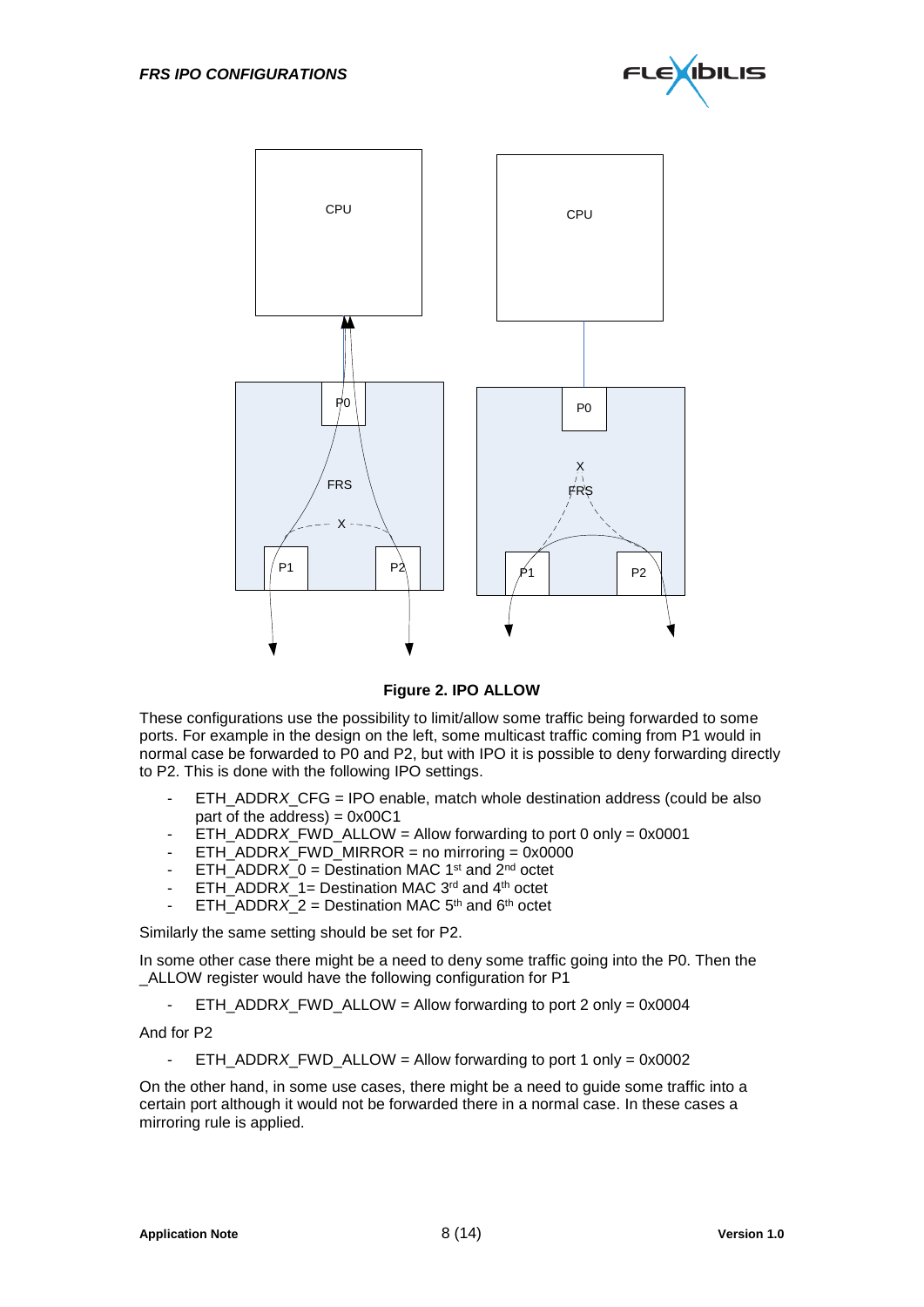**Figure 2. IPO ALLOW**

These configurations use the possibility to limit/allow some traffic being forwarded to some ports. For example in the design on the left, some multicast traffic coming from P1 would in normal case be forwarded to P0 and P2, but with IPO it is possible to deny forwarding directly to P2. This is done with the following IPO settings.

- ETH_ADDR*X*_CFG = IPO enable, match whole destination address (could be also part of the address) = 0x00C1
- ETH_ADDR*X*_FWD_ALLOW = Allow forwarding to port 0 only = 0x0001
- ETH_ADDR*X*_FWD_MIRROR = no mirroring = 0x0000
- ETH_ADDR*X*_0 = Destination MAC 1st and 2nd octet
- ETH_ADDR*X*_1= Destination MAC 3rd and 4th octet
- ETH_ADDR*X*_2 = Destination MAC 5th and 6th octet

Similarly the same setting should be set for P2.

In some other case there might be a need to deny some traffic going into the P0. Then the _ALLOW register would have the following configuration for P1

- ETH_ADDR*X*_FWD_ALLOW = Allow forwarding to port 2 only = 0x0004

And for P2

- ETH_ADDR*X*_FWD_ALLOW = Allow forwarding to port 1 only = 0x0002

On the other hand, in some use cases, there might be a need to guide some traffic into a certain port although it would not be forwarded there in a normal case. In these cases a mirroring rule is applied.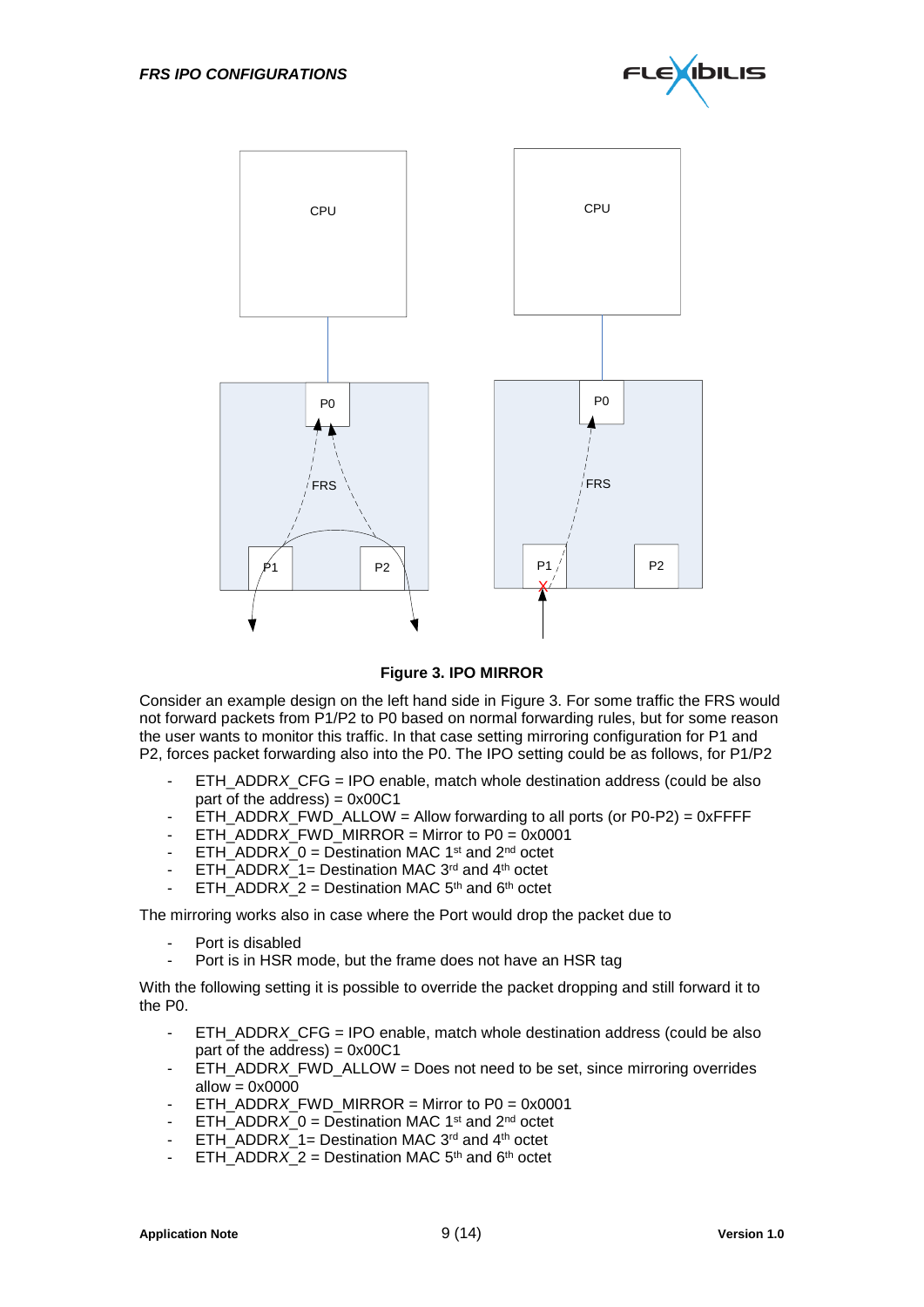**Figure 3. IPO MIRROR**

Consider an example design on the left hand side in Figure 3. For some traffic the FRS would not forward packets from P1/P2 to P0 based on normal forwarding rules, but for some reason the user wants to monitor this traffic. In that case setting mirroring configuration for P1 and P2, forces packet forwarding also into the P0. The IPO setting could be as follows, for P1/P2

- ETH_ADDR*X*_CFG = IPO enable, match whole destination address (could be also part of the address) = 0x00C1
- ETH_ADDR*X*_FWD_ALLOW = Allow forwarding to all ports (or P0-P2) = 0xFFFF
- ETH_ADDR*X*_FWD_MIRROR = Mirror to P0 = 0x0001
- ETH_ADDR*X*_0 = Destination MAC 1st and 2nd octet
- ETH_ADDR*X*_1= Destination MAC 3rd and 4th octet
- ETH_ADDR*X*_2 = Destination MAC 5th and 6th octet

The mirroring works also in case where the Port would drop the packet due to

- Port is disabled
- Port is in HSR mode, but the frame does not have an HSR tag

With the following setting it is possible to override the packet dropping and still forward it to the P0.

- ETH_ADDR*X*_CFG = IPO enable, match whole destination address (could be also part of the address) = 0x00C1
- ETH_ADDR*X*_FWD_ALLOW = Does not need to be set, since mirroring overrides allow = 0x0000
- ETH_ADDR*X*_FWD_MIRROR = Mirror to P0 = 0x0001
- ETH_ADDR*X*_0 = Destination MAC 1st and 2nd octet
- ETH_ADDR*X*_1= Destination MAC 3rd and 4th octet
- ETH_ADDR*X*_2 = Destination MAC 5th and 6th octet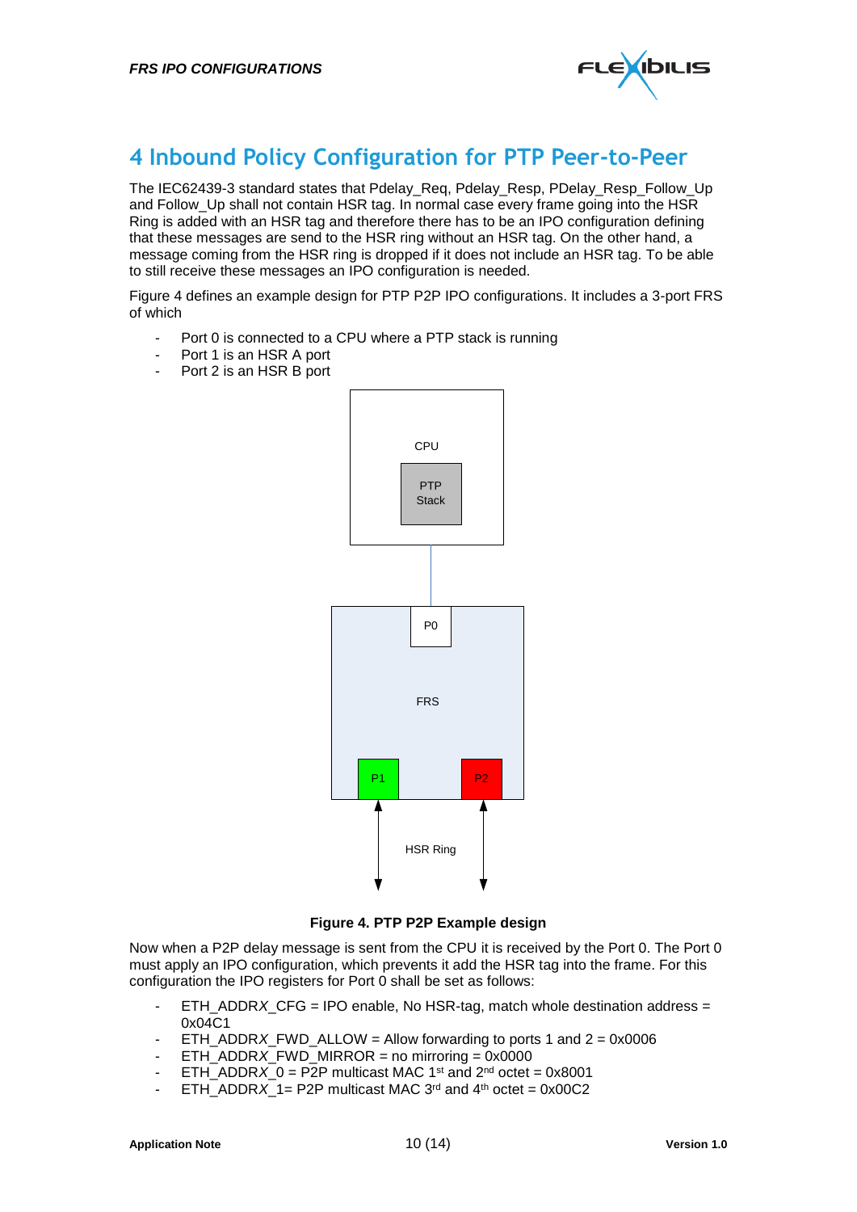# 4 Inbound Policy Configuration for PTP Peer-to-Peer

The IEC62439-3 standard states that Pdelay_Req, Pdelay_Resp, PDelay_Resp_Follow_Up and Follow_Up shall not contain HSR tag. In normal case every frame going into the HSR Ring is added with an HSR tag and therefore there has to be an IPO configuration defining that these messages are send to the HSR ring without an HSR tag. On the other hand, a message coming from the HSR ring is dropped if it does not include an HSR tag. To be able to still receive these messages an IPO configuration is needed.

Figure 4 defines an example design for PTP P2P IPO configurations. It includes a 3-port FRS of which

- Port 0 is connected to a CPU where a PTP stack is running
- Port 1 is an HSR A port
- Port 2 is an HSR B port

**Figure 4. PTP P2P Example design**

Now when a P2P delay message is sent from the CPU it is received by the Port 0. The Port 0 must apply an IPO configuration, which prevents it add the HSR tag into the frame. For this configuration the IPO registers for Port 0 shall be set as follows:

- ETH_ADDR*X*_CFG = IPO enable, No HSR-tag, match whole destination address = 0x04C1
- ETH_ADDR*X*_FWD_ALLOW = Allow forwarding to ports 1 and 2 = 0x0006
- ETH_ADDR*X*_FWD_MIRROR = no mirroring = 0x0000
- ETH_ADDR*X*_0 = P2P multicast MAC 1st and 2nd octet = 0x8001
- ETH_ADDR*X*_1= P2P multicast MAC 3rd and 4th octet = 0x00C2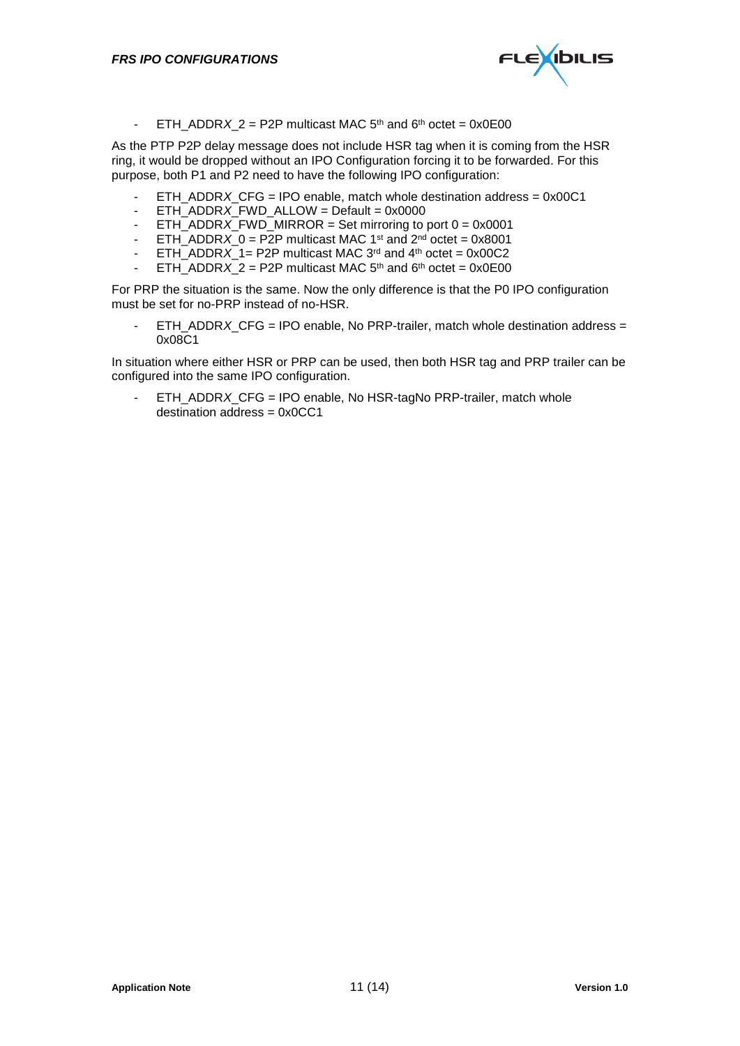- ETH_ADDR*X*_2 = P2P multicast MAC 5th and 6th octet = 0x0E00

As the PTP P2P delay message does not include HSR tag when it is coming from the HSR ring, it would be dropped without an IPO Configuration forcing it to be forwarded. For this purpose, both P1 and P2 need to have the following IPO configuration:

- ETH_ADDR*X*_CFG = IPO enable, match whole destination address = 0x00C1
- ETH_ADDR*X*_FWD_ALLOW = Default = 0x0000
- ETH_ADDR*X*_FWD_MIRROR = Set mirroring to port 0 = 0x0001
- ETH_ADDR*X*_0 = P2P multicast MAC 1st and 2nd octet = 0x8001
- ETH_ADDR*X*_1= P2P multicast MAC 3rd and 4th octet = 0x00C2
- ETH_ADDR*X*_2 = P2P multicast MAC 5th and 6th octet = 0x0E00

For PRP the situation is the same. Now the only difference is that the P0 IPO configuration must be set for no-PRP instead of no-HSR.

- ETH_ADDR*X*_CFG = IPO enable, No PRP-trailer, match whole destination address = 0x08C1

In situation where either HSR or PRP can be used, then both HSR tag and PRP trailer can be configured into the same IPO configuration.

- ETH_ADDR*X*_CFG = IPO enable, No HSR-tagNo PRP-trailer, match whole destination address = 0x0CC1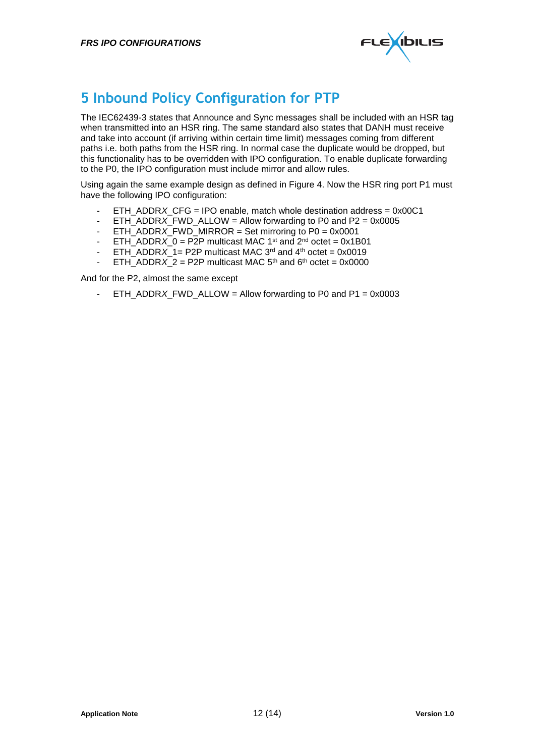# 5 Inbound Policy Configuration for PTP

The IEC62439-3 states that Announce and Sync messages shall be included with an HSR tag when transmitted into an HSR ring. The same standard also states that DANH must receive and take into account (if arriving within certain time limit) messages coming from different paths i.e. both paths from the HSR ring. In normal case the duplicate would be dropped, but this functionality has to be overridden with IPO configuration. To enable duplicate forwarding to the P0, the IPO configuration must include mirror and allow rules.

Using again the same example design as defined in Figure 4. Now the HSR ring port P1 must have the following IPO configuration:

- ETH_ADDR*X*_CFG = IPO enable, match whole destination address = 0x00C1
- ETH_ADDR*X*_FWD_ALLOW = Allow forwarding to P0 and P2 = 0x0005
- ETH_ADDR*X*_FWD_MIRROR = Set mirroring to P0 = 0x0001
- ETH_ADDR*X*_0 = P2P multicast MAC 1st and 2nd octet = 0x1B01
- ETH_ADDR*X*_1= P2P multicast MAC 3rd and 4th octet = 0x0019
- ETH_ADDR*X*_2 = P2P multicast MAC 5th and 6th octet = 0x0000

And for the P2, almost the same except

- ETH_ADDR*X*_FWD_ALLOW = Allow forwarding to P0 and P1 = 0x0003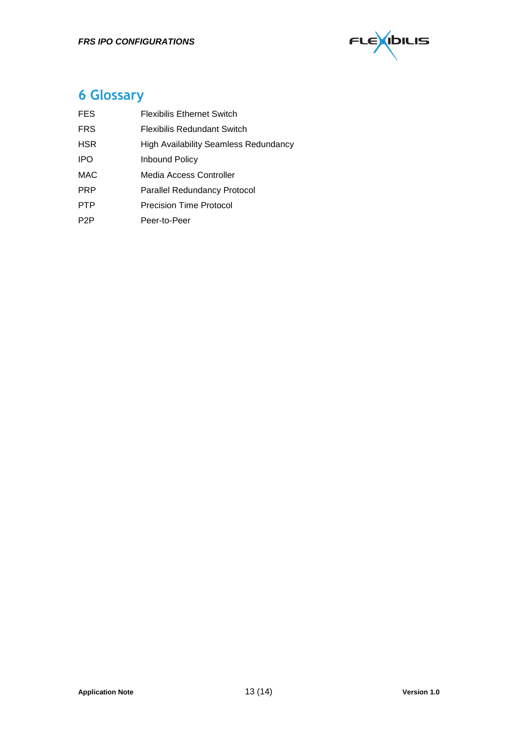# 6 Glossary

| | |
|---|---|
| FES | Flexibilis Ethernet Switch |
| FRS | Flexibilis Redundant Switch |
| HSR | High Availability Seamless Redundancy |
| IPO | Inbound Policy |
| MAC | Media Access Controller |
| PRP | Parallel Redundancy Protocol |
| PTP | Precision Time Protocol |
| P2P | Peer-to-Peer |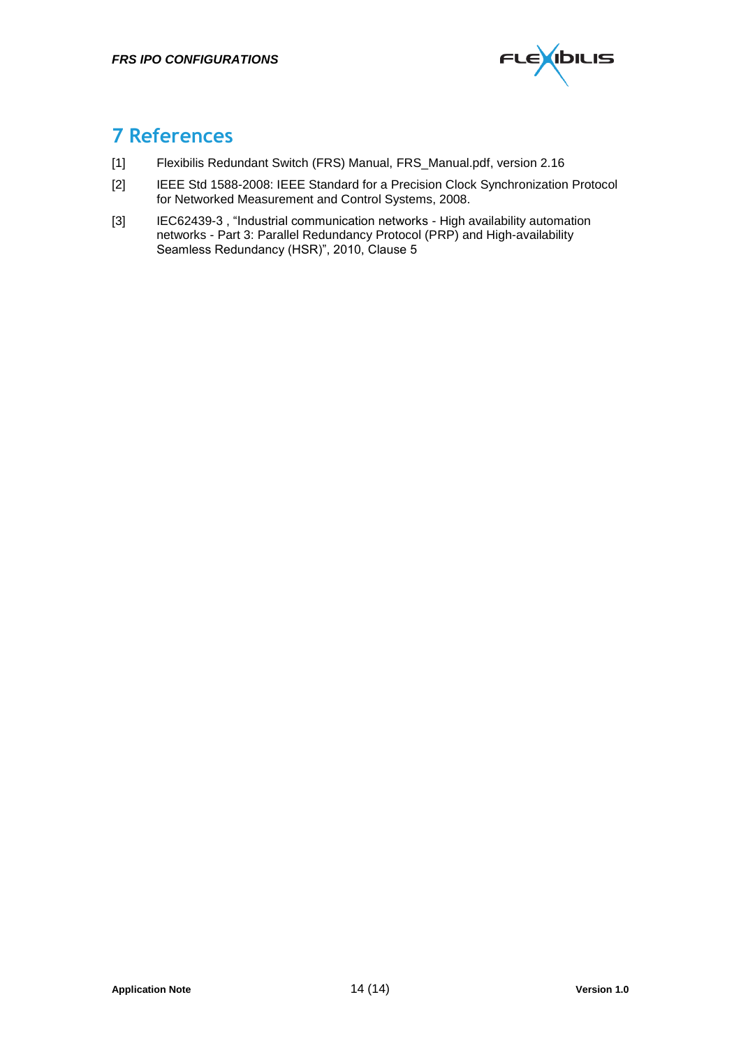# 7 References

[1] Flexibilis Redundant Switch (FRS) Manual, FRS_Manual.pdf, version 2.16

[2] IEEE Std 1588-2008: IEEE Standard for a Precision Clock Synchronization Protocol for Networked Measurement and Control Systems, 2008.

[3] IEC62439-3 , "Industrial communication networks - High availability automation networks - Part 3: Parallel Redundancy Protocol (PRP) and High-availability Seamless Redundancy (HSR)", 2010, Clause 5